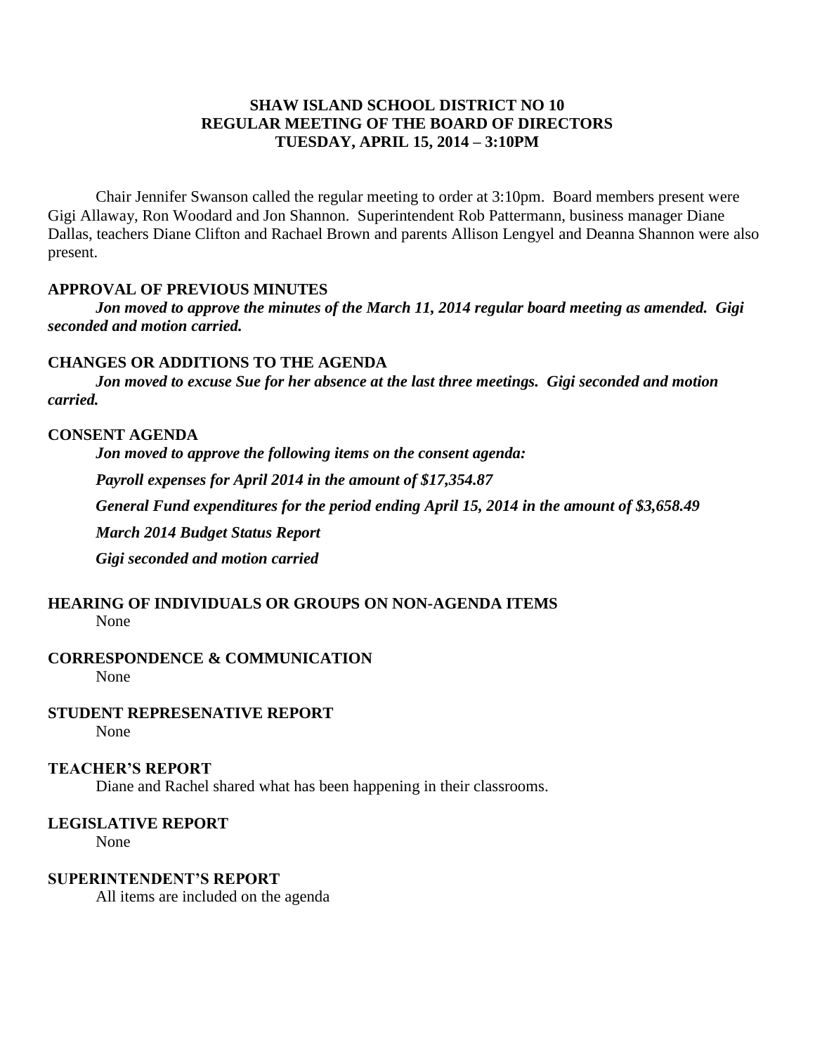**SHAW ISLAND SCHOOL DISTRICT NO 10**
**REGULAR MEETING OF THE BOARD OF DIRECTORS**
**TUESDAY, APRIL 15, 2014 – 3:10PM**

Chair Jennifer Swanson called the regular meeting to order at 3:10pm. Board members present were Gigi Allaway, Ron Woodard and Jon Shannon. Superintendent Rob Pattermann, business manager Diane Dallas, teachers Diane Clifton and Rachael Brown and parents Allison Lengyel and Deanna Shannon were also present.

**APPROVAL OF PREVIOUS MINUTES**

***Jon moved to approve the minutes of the March 11, 2014 regular board meeting as amended. Gigi seconded and motion carried.***

**CHANGES OR ADDITIONS TO THE AGENDA**

***Jon moved to excuse Sue for her absence at the last three meetings. Gigi seconded and motion carried.***

**CONSENT AGENDA**

***Jon moved to approve the following items on the consent agenda:***

***Payroll expenses for April 2014 in the amount of $17,354.87***

***General Fund expenditures for the period ending April 15, 2014 in the amount of $3,658.49***

***March 2014 Budget Status Report***

***Gigi seconded and motion carried***

**HEARING OF INDIVIDUALS OR GROUPS ON NON-AGENDA ITEMS**

None

**CORRESPONDENCE & COMMUNICATION**

None

**STUDENT REPRESENATIVE REPORT**

None

**TEACHER'S REPORT**

Diane and Rachel shared what has been happening in their classrooms.

**LEGISLATIVE REPORT**

None

**SUPERINTENDENT'S REPORT**

All items are included on the agenda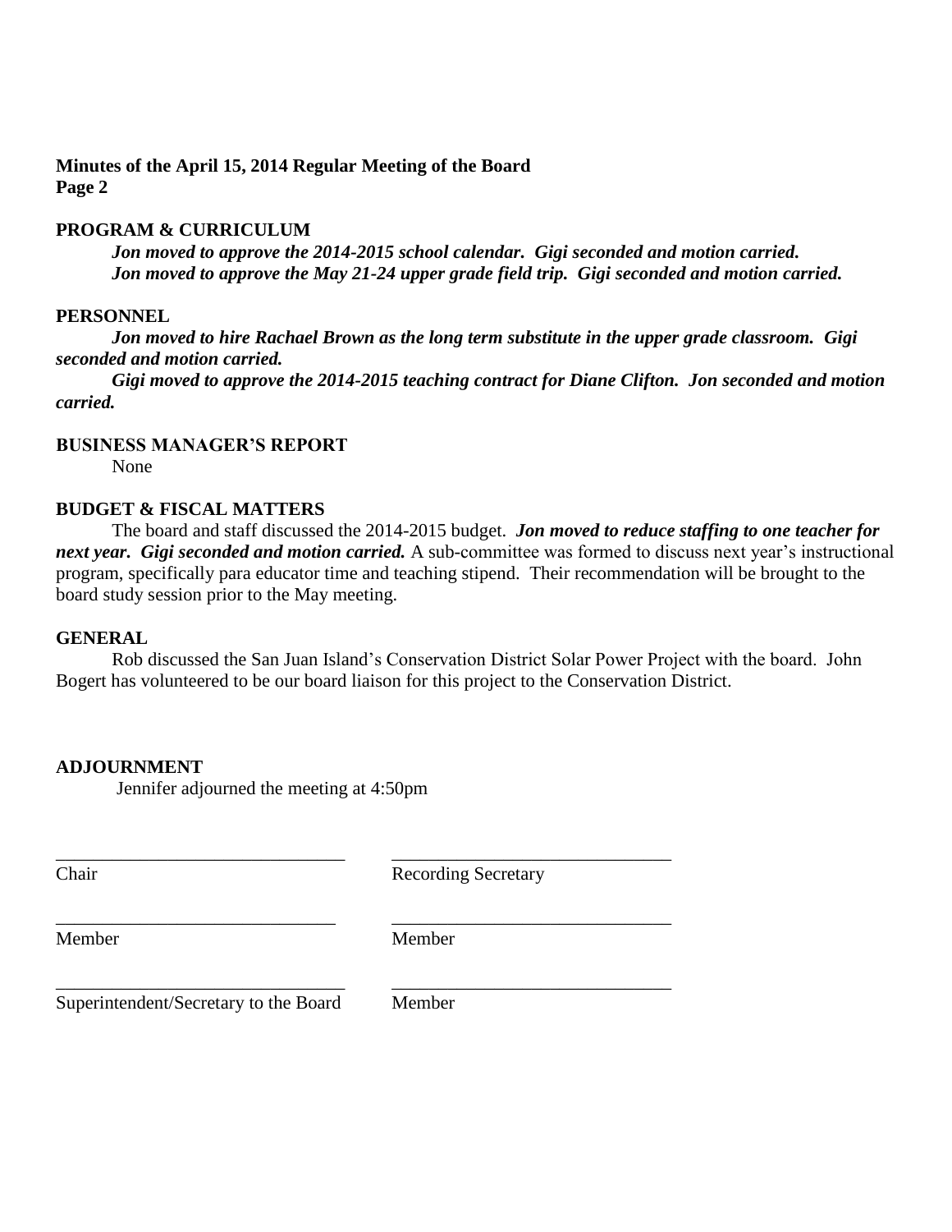**Minutes of the April 15, 2014 Regular Meeting of the Board**
**Page 2**

**PROGRAM & CURRICULUM**

***Jon moved to approve the 2014-2015 school calendar. Gigi seconded and motion carried.***
***Jon moved to approve the May 21-24 upper grade field trip. Gigi seconded and motion carried.***

**PERSONNEL**

***Jon moved to hire Rachael Brown as the long term substitute in the upper grade classroom. Gigi seconded and motion carried.***

***Gigi moved to approve the 2014-2015 teaching contract for Diane Clifton. Jon seconded and motion carried.***

**BUSINESS MANAGER'S REPORT**

None

**BUDGET & FISCAL MATTERS**

The board and staff discussed the 2014-2015 budget. ***Jon moved to reduce staffing to one teacher for next year. Gigi seconded and motion carried.*** A sub-committee was formed to discuss next year's instructional program, specifically para educator time and teaching stipend. Their recommendation will be brought to the board study session prior to the May meeting.

**GENERAL**

Rob discussed the San Juan Island's Conservation District Solar Power Project with the board. John Bogert has volunteered to be our board liaison for this project to the Conservation District.

**ADJOURNMENT**

Jennifer adjourned the meeting at 4:50pm

_______________________________ Chair

_______________________________ Recording Secretary

_______________________________ Member

_______________________________ Member

_______________________________ Superintendent/Secretary to the Board

_______________________________ Member